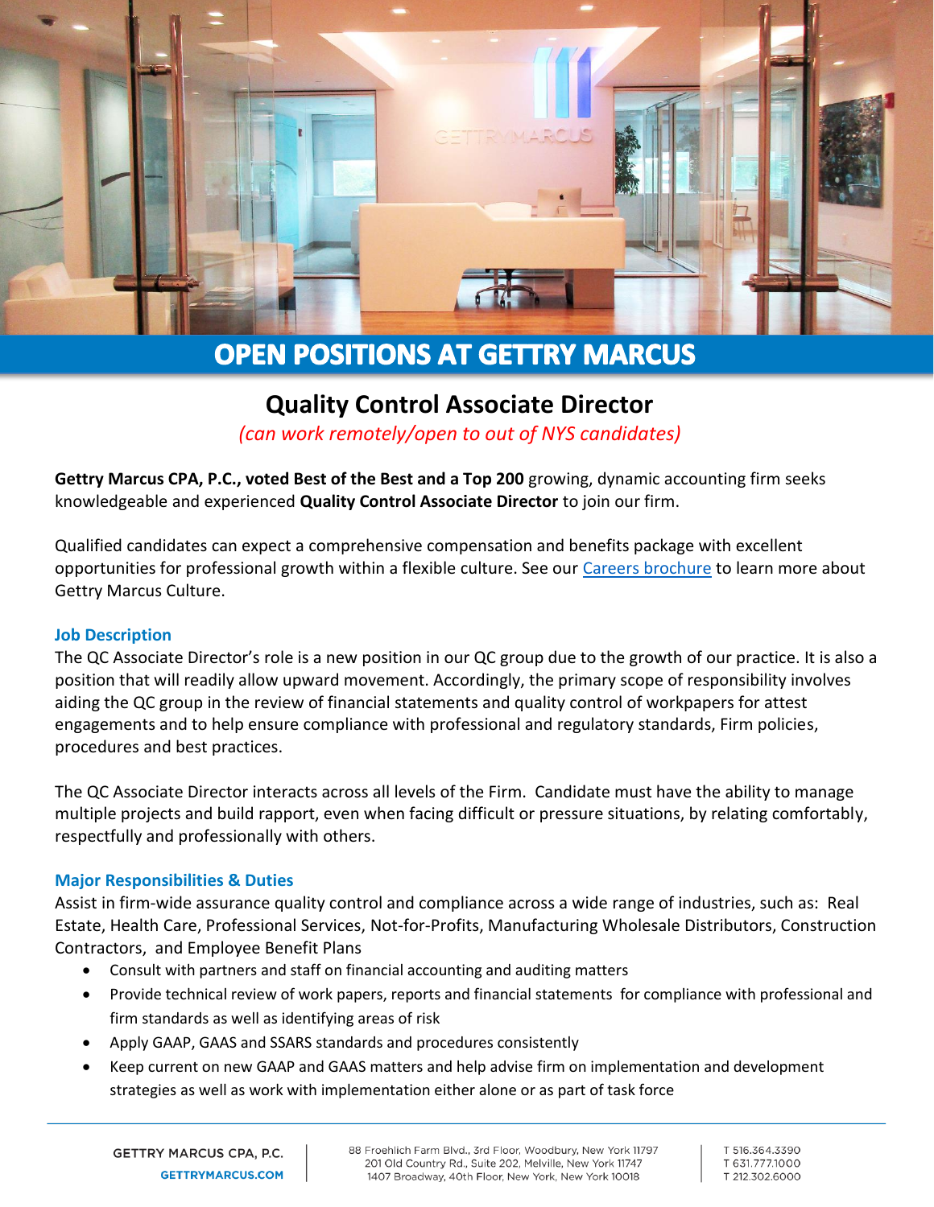# OPEN POSITIONS AT GETTRY MARCUS

## Quality Control Associate Director

*(can work remotely/open to out of NYS candidates)*

**Gettry Marcus CPA, P.C., voted Best of the Best and a Top 200** growing, dynamic accounting firm seeks knowledgeable and experienced **Quality Control Associate Director** to join our firm.

Qualified candidates can expect a comprehensive compensation and benefits package with excellent opportunities for professional growth within a flexible culture. See our Careers brochure to learn more about Gettry Marcus Culture.

### Job Description

The QC Associate Director's role is a new position in our QC group due to the growth of our practice. It is also a position that will readily allow upward movement. Accordingly, the primary scope of responsibility involves aiding the QC group in the review of financial statements and quality control of workpapers for attest engagements and to help ensure compliance with professional and regulatory standards, Firm policies, procedures and best practices.

The QC Associate Director interacts across all levels of the Firm. Candidate must have the ability to manage multiple projects and build rapport, even when facing difficult or pressure situations, by relating comfortably, respectfully and professionally with others.

### Major Responsibilities & Duties

Assist in firm-wide assurance quality control and compliance across a wide range of industries, such as: Real Estate, Health Care, Professional Services, Not-for-Profits, Manufacturing Wholesale Distributors, Construction Contractors, and Employee Benefit Plans

- Consult with partners and staff on financial accounting and auditing matters
- Provide technical review of work papers, reports and financial statements for compliance with professional and firm standards as well as identifying areas of risk
- Apply GAAP, GAAS and SSARS standards and procedures consistently
- Keep current on new GAAP and GAAS matters and help advise firm on implementation and development strategies as well as work with implementation either alone or as part of task force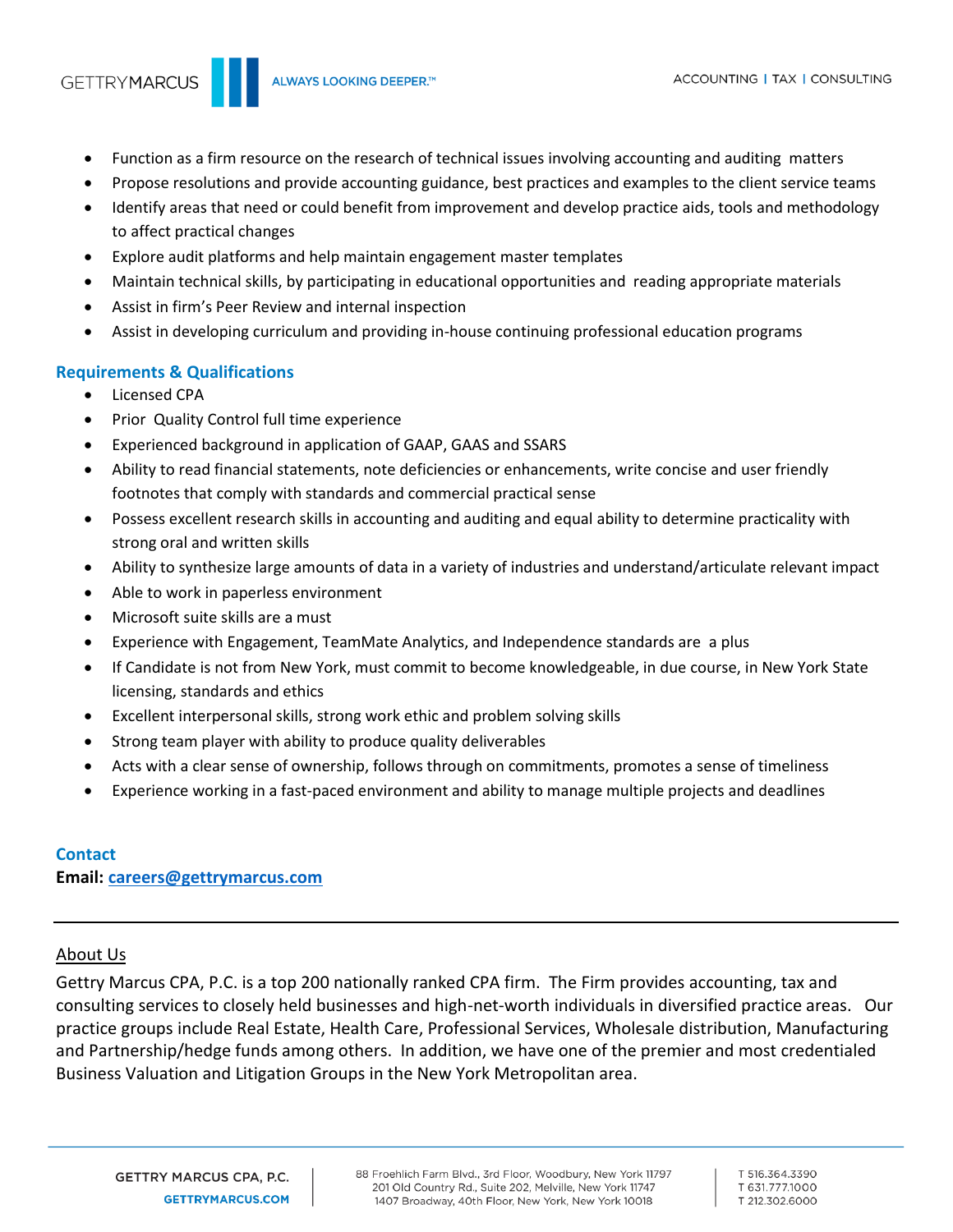- Function as a firm resource on the research of technical issues involving accounting and auditing matters
- Propose resolutions and provide accounting guidance, best practices and examples to the client service teams
- Identify areas that need or could benefit from improvement and develop practice aids, tools and methodology to affect practical changes
- Explore audit platforms and help maintain engagement master templates
- Maintain technical skills, by participating in educational opportunities and reading appropriate materials
- Assist in firm's Peer Review and internal inspection
- Assist in developing curriculum and providing in-house continuing professional education programs

## Requirements & Qualifications

- Licensed CPA
- Prior Quality Control full time experience
- Experienced background in application of GAAP, GAAS and SSARS
- Ability to read financial statements, note deficiencies or enhancements, write concise and user friendly footnotes that comply with standards and commercial practical sense
- Possess excellent research skills in accounting and auditing and equal ability to determine practicality with strong oral and written skills
- Ability to synthesize large amounts of data in a variety of industries and understand/articulate relevant impact
- Able to work in paperless environment
- Microsoft suite skills are a must
- Experience with Engagement, TeamMate Analytics, and Independence standards are a plus
- If Candidate is not from New York, must commit to become knowledgeable, in due course, in New York State licensing, standards and ethics
- Excellent interpersonal skills, strong work ethic and problem solving skills
- Strong team player with ability to produce quality deliverables
- Acts with a clear sense of ownership, follows through on commitments, promotes a sense of timeliness
- Experience working in a fast-paced environment and ability to manage multiple projects and deadlines

## Contact

**Email:** careers@gettrymarcus.com

---

### About Us

Gettry Marcus CPA, P.C. is a top 200 nationally ranked CPA firm. The Firm provides accounting, tax and consulting services to closely held businesses and high-net-worth individuals in diversified practice areas. Our practice groups include Real Estate, Health Care, Professional Services, Wholesale distribution, Manufacturing and Partnership/hedge funds among others. In addition, we have one of the premier and most credentialed Business Valuation and Litigation Groups in the New York Metropolitan area.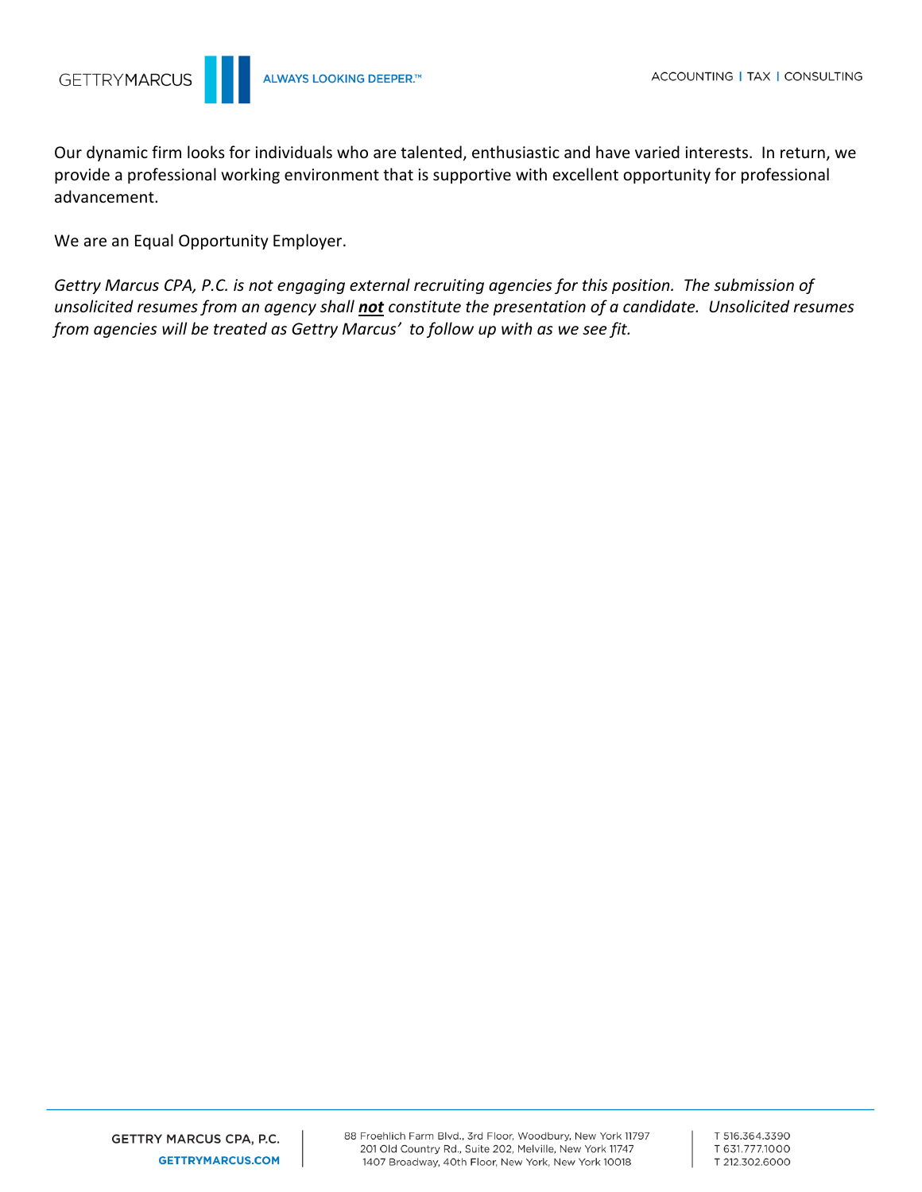Our dynamic firm looks for individuals who are talented, enthusiastic and have varied interests. In return, we provide a professional working environment that is supportive with excellent opportunity for professional advancement.

We are an Equal Opportunity Employer.

*Gettry Marcus CPA, P.C. is not engaging external recruiting agencies for this position. The submission of unsolicited resumes from an agency shall **not** constitute the presentation of a candidate. Unsolicited resumes from agencies will be treated as Gettry Marcus' to follow up with as we see fit.*